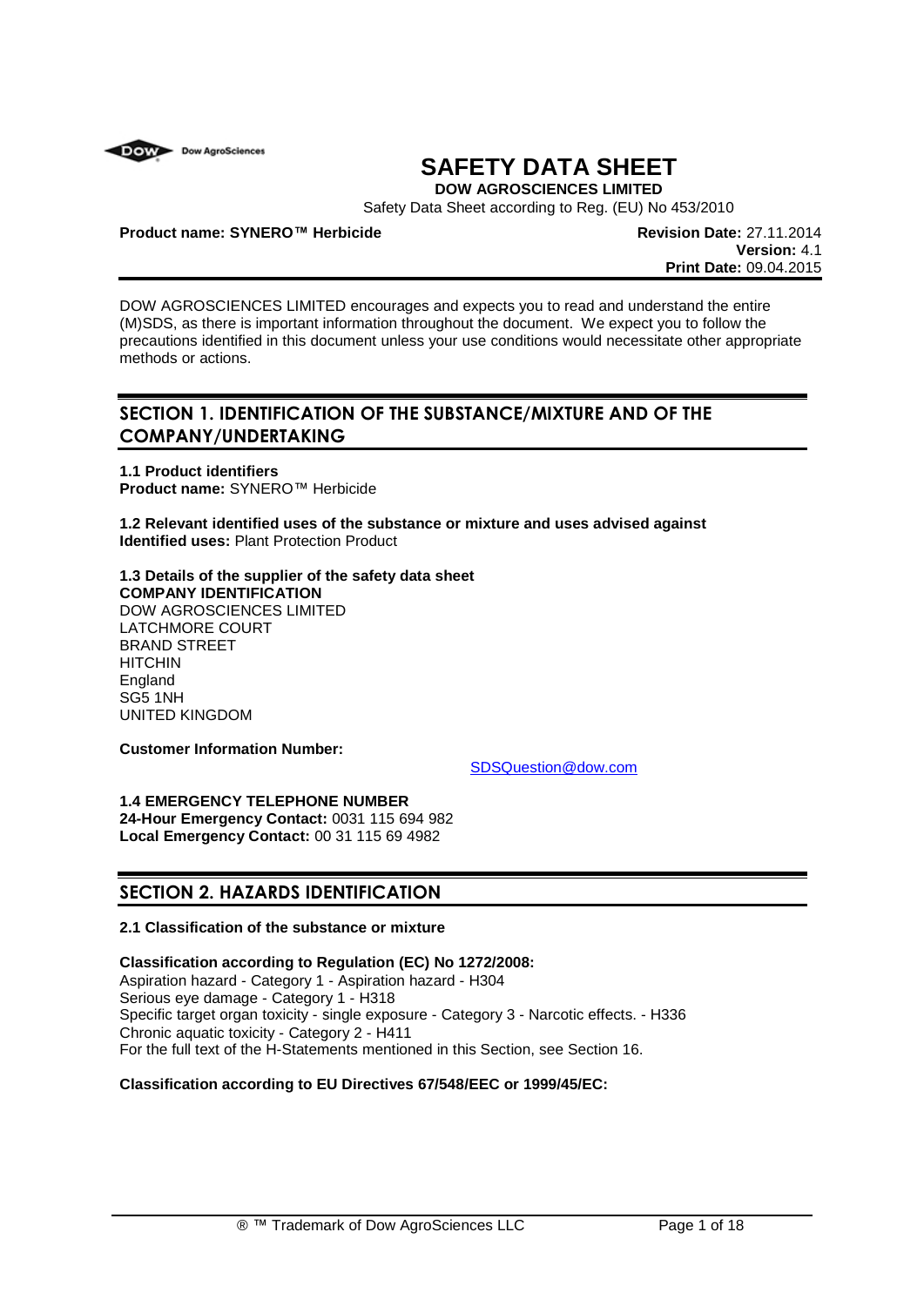# SAFETY DATA SHEET

**DOW AGROSCIENCES LIMITED**

Safety Data Sheet according to Reg. (EU) No 453/2010

**Product name: SYNERO™ Herbicide**

**Revision Date:** 27.11.2014
**Version:** 4.1
**Print Date:** 09.04.2015

DOW AGROSCIENCES LIMITED encourages and expects you to read and understand the entire (M)SDS, as there is important information throughout the document. We expect you to follow the precautions identified in this document unless your use conditions would necessitate other appropriate methods or actions.

## SECTION 1. IDENTIFICATION OF THE SUBSTANCE/MIXTURE AND OF THE COMPANY/UNDERTAKING

**1.1 Product identifiers**
**Product name:** SYNERO™ Herbicide

**1.2 Relevant identified uses of the substance or mixture and uses advised against**
**Identified uses:** Plant Protection Product

**1.3 Details of the supplier of the safety data sheet**
**COMPANY IDENTIFICATION**
DOW AGROSCIENCES LIMITED
LATCHMORE COURT
BRAND STREET
HITCHIN
England
SG5 1NH
UNITED KINGDOM

**Customer Information Number:**

SDSQuestion@dow.com

**1.4 EMERGENCY TELEPHONE NUMBER**
**24-Hour Emergency Contact:** 0031 115 694 982
**Local Emergency Contact:** 00 31 115 69 4982

## SECTION 2. HAZARDS IDENTIFICATION

**2.1 Classification of the substance or mixture**

**Classification according to Regulation (EC) No 1272/2008:**
Aspiration hazard - Category 1 - Aspiration hazard - H304
Serious eye damage - Category 1 - H318
Specific target organ toxicity - single exposure - Category 3 - Narcotic effects. - H336
Chronic aquatic toxicity - Category 2 - H411
For the full text of the H-Statements mentioned in this Section, see Section 16.

**Classification according to EU Directives 67/548/EEC or 1999/45/EC:**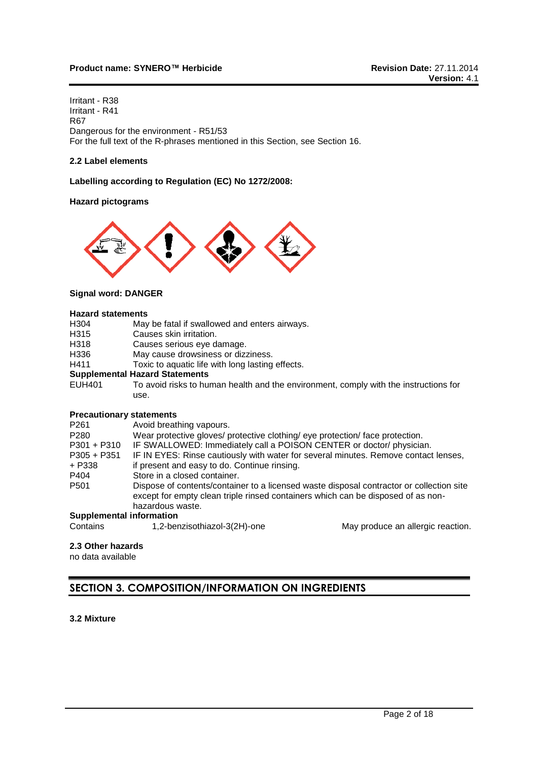Irritant - R38
Irritant - R41
R67
Dangerous for the environment - R51/53
For the full text of the R-phrases mentioned in this Section, see Section 16.

### 2.2 Label elements

**Labelling according to Regulation (EC) No 1272/2008:**

**Hazard pictograms**

**Signal word: DANGER**

**Hazard statements**

| | |
|---|---|
| H304 | May be fatal if swallowed and enters airways. |
| H315 | Causes skin irritation. |
| H318 | Causes serious eye damage. |
| H336 | May cause drowsiness or dizziness. |
| H411 | Toxic to aquatic life with long lasting effects. |

**Supplemental Hazard Statements**

| | |
|---|---|
| EUH401 | To avoid risks to human health and the environment, comply with the instructions for use. |

**Precautionary statements**

| | |
|---|---|
| P261 | Avoid breathing vapours. |
| P280 | Wear protective gloves/ protective clothing/ eye protection/ face protection. |
| P301 + P310 | IF SWALLOWED: Immediately call a POISON CENTER or doctor/ physician. |
| P305 + P351 + P338 | IF IN EYES: Rinse cautiously with water for several minutes. Remove contact lenses, if present and easy to do. Continue rinsing. |
| P404 | Store in a closed container. |
| P501 | Dispose of contents/container to a licensed waste disposal contractor or collection site except for empty clean triple rinsed containers which can be disposed of as non-hazardous waste. |

**Supplemental information**

| | | |
|---|---|---|
| Contains | 1,2-benzisothiazol-3(2H)-one | May produce an allergic reaction. |

### 2.3 Other hazards

no data available

## SECTION 3. COMPOSITION/INFORMATION ON INGREDIENTS

### 3.2 Mixture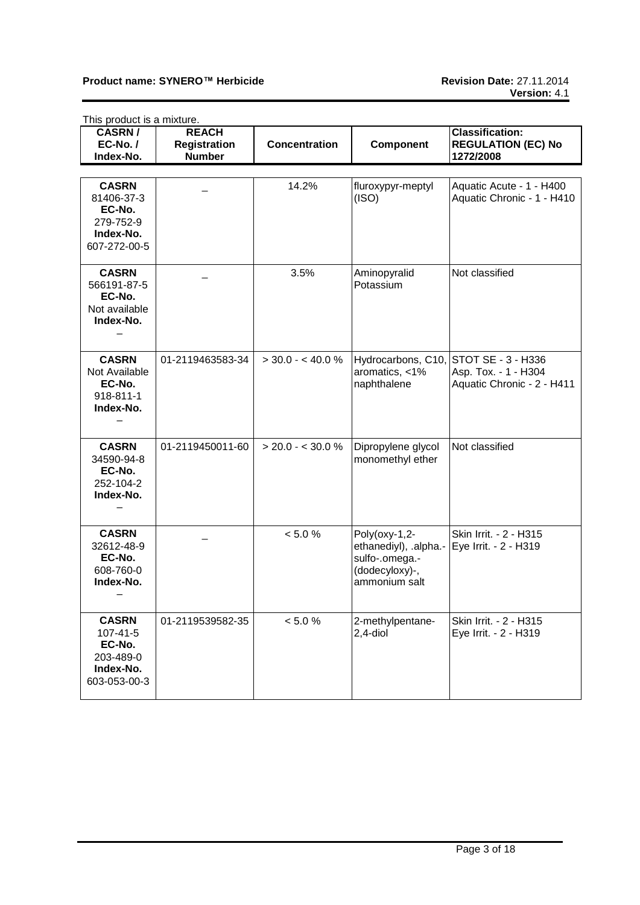This product is a mixture.

| CASRN / EC-No. / Index-No. | REACH Registration Number | Concentration | Component | Classification: REGULATION (EC) No 1272/2008 |
|---|---|---|---|---|
| **CASRN** 81406-37-3 **EC-No.** 279-752-9 **Index-No.** 607-272-00-5 | _ | 14.2% | fluroxypyr-meptyl (ISO) | Aquatic Acute - 1 - H400 Aquatic Chronic - 1 - H410 |
| **CASRN** 566191-87-5 **EC-No.** Not available **Index-No.** – | _ | 3.5% | Aminopyralid Potassium | Not classified |
| **CASRN** Not Available **EC-No.** 918-811-1 **Index-No.** – | 01-2119463583-34 | > 30.0 - < 40.0 % | Hydrocarbons, C10, aromatics, <1% naphthalene | STOT SE - 3 - H336 Asp. Tox. - 1 - H304 Aquatic Chronic - 2 - H411 |
| **CASRN** 34590-94-8 **EC-No.** 252-104-2 **Index-No.** – | 01-2119450011-60 | > 20.0 - < 30.0 % | Dipropylene glycol monomethyl ether | Not classified |
| **CASRN** 32612-48-9 **EC-No.** 608-760-0 **Index-No.** – | _ | < 5.0 % | Poly(oxy-1,2-ethanediyl), .alpha.-sulfo-.omega.-(dodecyloxy)-, ammonium salt | Skin Irrit. - 2 - H315 Eye Irrit. - 2 - H319 |
| **CASRN** 107-41-5 **EC-No.** 203-489-0 **Index-No.** 603-053-00-3 | 01-2119539582-35 | < 5.0 % | 2-methylpentane-2,4-diol | Skin Irrit. - 2 - H315 Eye Irrit. - 2 - H319 |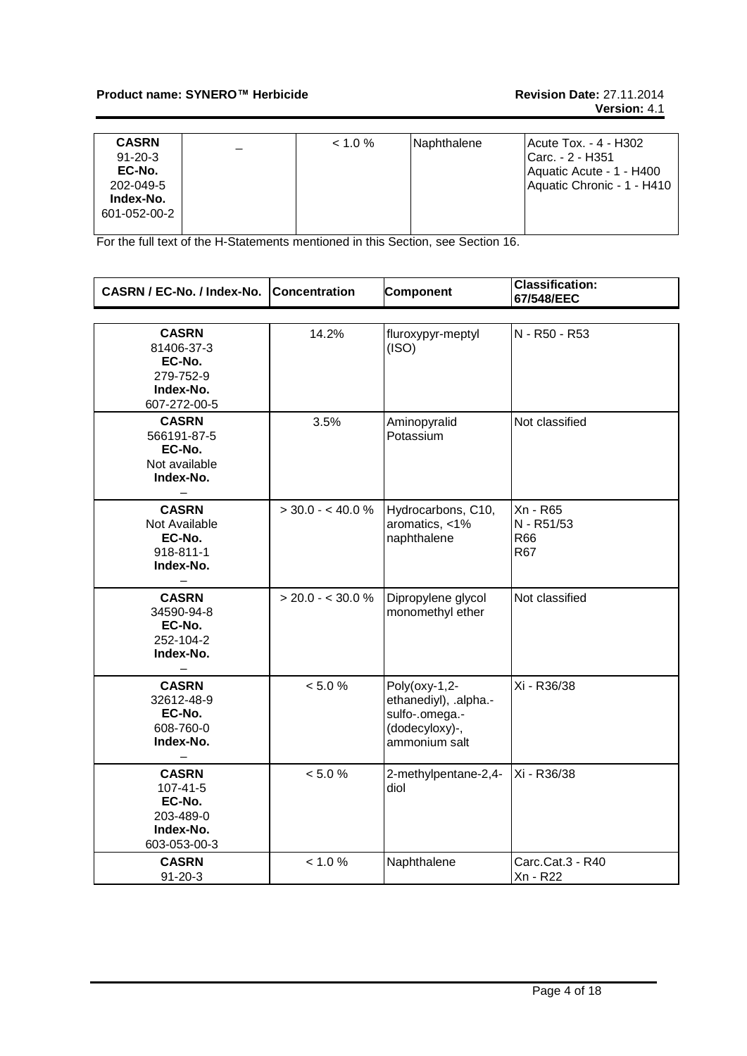| | | | | |
|---|---|---|---|---|
| **CASRN** 91-20-3 **EC-No.** 202-049-5 **Index-No.** 601-052-00-2 | – | < 1.0 % | Naphthalene | Acute Tox. - 4 - H302 Carc. - 2 - H351 Aquatic Acute - 1 - H400 Aquatic Chronic - 1 - H410 |

For the full text of the H-Statements mentioned in this Section, see Section 16.

| CASRN / EC-No. / Index-No. | Concentration | Component | Classification: 67/548/EEC |
|---|---|---|---|
| **CASRN** 81406-37-3 **EC-No.** 279-752-9 **Index-No.** 607-272-00-5 | 14.2% | fluroxypyr-meptyl (ISO) | N - R50 - R53 |
| **CASRN** 566191-87-5 **EC-No.** Not available **Index-No.** – | 3.5% | Aminopyralid Potassium | Not classified |
| **CASRN** Not Available **EC-No.** 918-811-1 **Index-No.** – | > 30.0 - < 40.0 % | Hydrocarbons, C10, aromatics, <1% naphthalene | Xn - R65 N - R51/53 R66 R67 |
| **CASRN** 34590-94-8 **EC-No.** 252-104-2 **Index-No.** – | > 20.0 - < 30.0 % | Dipropylene glycol monomethyl ether | Not classified |
| **CASRN** 32612-48-9 **EC-No.** 608-760-0 **Index-No.** – | < 5.0 % | Poly(oxy-1,2-ethanediyl), .alpha.-sulfo-.omega.-(dodecyloxy)-, ammonium salt | Xi - R36/38 |
| **CASRN** 107-41-5 **EC-No.** 203-489-0 **Index-No.** 603-053-00-3 | < 5.0 % | 2-methylpentane-2,4-diol | Xi - R36/38 |
| **CASRN** 91-20-3 | < 1.0 % | Naphthalene | Carc.Cat.3 - R40 Xn - R22 |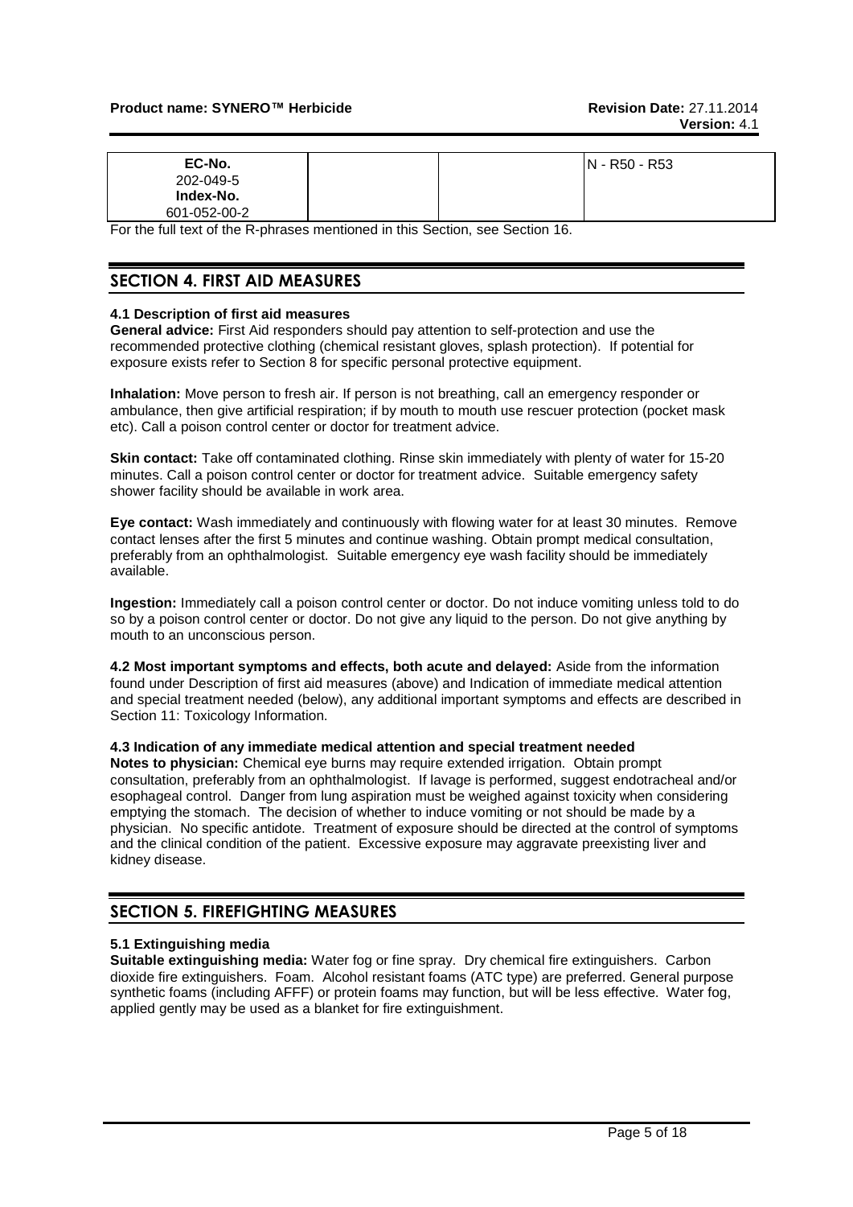| | | | |
|---|---|---|---|
| **EC-No.**<br>202-049-5<br>**Index-No.**<br>601-052-00-2 | | | N - R50 - R53 |

For the full text of the R-phrases mentioned in this Section, see Section 16.

## SECTION 4. FIRST AID MEASURES

**4.1 Description of first aid measures**

**General advice:** First Aid responders should pay attention to self-protection and use the recommended protective clothing (chemical resistant gloves, splash protection). If potential for exposure exists refer to Section 8 for specific personal protective equipment.

**Inhalation:** Move person to fresh air. If person is not breathing, call an emergency responder or ambulance, then give artificial respiration; if by mouth to mouth use rescuer protection (pocket mask etc). Call a poison control center or doctor for treatment advice.

**Skin contact:** Take off contaminated clothing. Rinse skin immediately with plenty of water for 15-20 minutes. Call a poison control center or doctor for treatment advice. Suitable emergency safety shower facility should be available in work area.

**Eye contact:** Wash immediately and continuously with flowing water for at least 30 minutes. Remove contact lenses after the first 5 minutes and continue washing. Obtain prompt medical consultation, preferably from an ophthalmologist. Suitable emergency eye wash facility should be immediately available.

**Ingestion:** Immediately call a poison control center or doctor. Do not induce vomiting unless told to do so by a poison control center or doctor. Do not give any liquid to the person. Do not give anything by mouth to an unconscious person.

**4.2 Most important symptoms and effects, both acute and delayed:** Aside from the information found under Description of first aid measures (above) and Indication of immediate medical attention and special treatment needed (below), any additional important symptoms and effects are described in Section 11: Toxicology Information.

**4.3 Indication of any immediate medical attention and special treatment needed**

**Notes to physician:** Chemical eye burns may require extended irrigation. Obtain prompt consultation, preferably from an ophthalmologist. If lavage is performed, suggest endotracheal and/or esophageal control. Danger from lung aspiration must be weighed against toxicity when considering emptying the stomach. The decision of whether to induce vomiting or not should be made by a physician. No specific antidote. Treatment of exposure should be directed at the control of symptoms and the clinical condition of the patient. Excessive exposure may aggravate preexisting liver and kidney disease.

## SECTION 5. FIREFIGHTING MEASURES

**5.1 Extinguishing media**

**Suitable extinguishing media:** Water fog or fine spray. Dry chemical fire extinguishers. Carbon dioxide fire extinguishers. Foam. Alcohol resistant foams (ATC type) are preferred. General purpose synthetic foams (including AFFF) or protein foams may function, but will be less effective. Water fog, applied gently may be used as a blanket for fire extinguishment.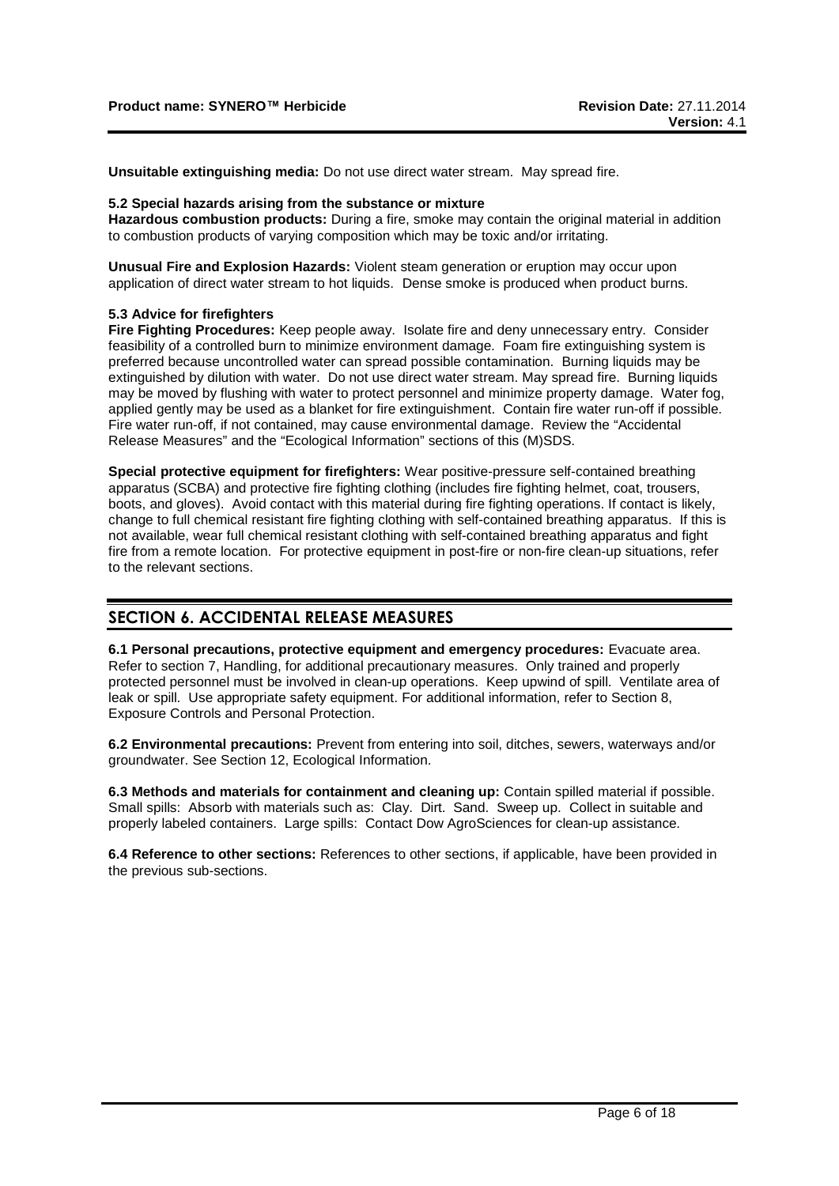**Unsuitable extinguishing media:** Do not use direct water stream. May spread fire.

### 5.2 Special hazards arising from the substance or mixture

**Hazardous combustion products:** During a fire, smoke may contain the original material in addition to combustion products of varying composition which may be toxic and/or irritating.

**Unusual Fire and Explosion Hazards:** Violent steam generation or eruption may occur upon application of direct water stream to hot liquids. Dense smoke is produced when product burns.

### 5.3 Advice for firefighters

**Fire Fighting Procedures:** Keep people away. Isolate fire and deny unnecessary entry. Consider feasibility of a controlled burn to minimize environment damage. Foam fire extinguishing system is preferred because uncontrolled water can spread possible contamination. Burning liquids may be extinguished by dilution with water. Do not use direct water stream. May spread fire. Burning liquids may be moved by flushing with water to protect personnel and minimize property damage. Water fog, applied gently may be used as a blanket for fire extinguishment. Contain fire water run-off if possible. Fire water run-off, if not contained, may cause environmental damage. Review the "Accidental Release Measures" and the "Ecological Information" sections of this (M)SDS.

**Special protective equipment for firefighters:** Wear positive-pressure self-contained breathing apparatus (SCBA) and protective fire fighting clothing (includes fire fighting helmet, coat, trousers, boots, and gloves). Avoid contact with this material during fire fighting operations. If contact is likely, change to full chemical resistant fire fighting clothing with self-contained breathing apparatus. If this is not available, wear full chemical resistant clothing with self-contained breathing apparatus and fight fire from a remote location. For protective equipment in post-fire or non-fire clean-up situations, refer to the relevant sections.

## SECTION 6. ACCIDENTAL RELEASE MEASURES

**6.1 Personal precautions, protective equipment and emergency procedures:** Evacuate area. Refer to section 7, Handling, for additional precautionary measures. Only trained and properly protected personnel must be involved in clean-up operations. Keep upwind of spill. Ventilate area of leak or spill. Use appropriate safety equipment. For additional information, refer to Section 8, Exposure Controls and Personal Protection.

**6.2 Environmental precautions:** Prevent from entering into soil, ditches, sewers, waterways and/or groundwater. See Section 12, Ecological Information.

**6.3 Methods and materials for containment and cleaning up:** Contain spilled material if possible. Small spills: Absorb with materials such as: Clay. Dirt. Sand. Sweep up. Collect in suitable and properly labeled containers. Large spills: Contact Dow AgroSciences for clean-up assistance.

**6.4 Reference to other sections:** References to other sections, if applicable, have been provided in the previous sub-sections.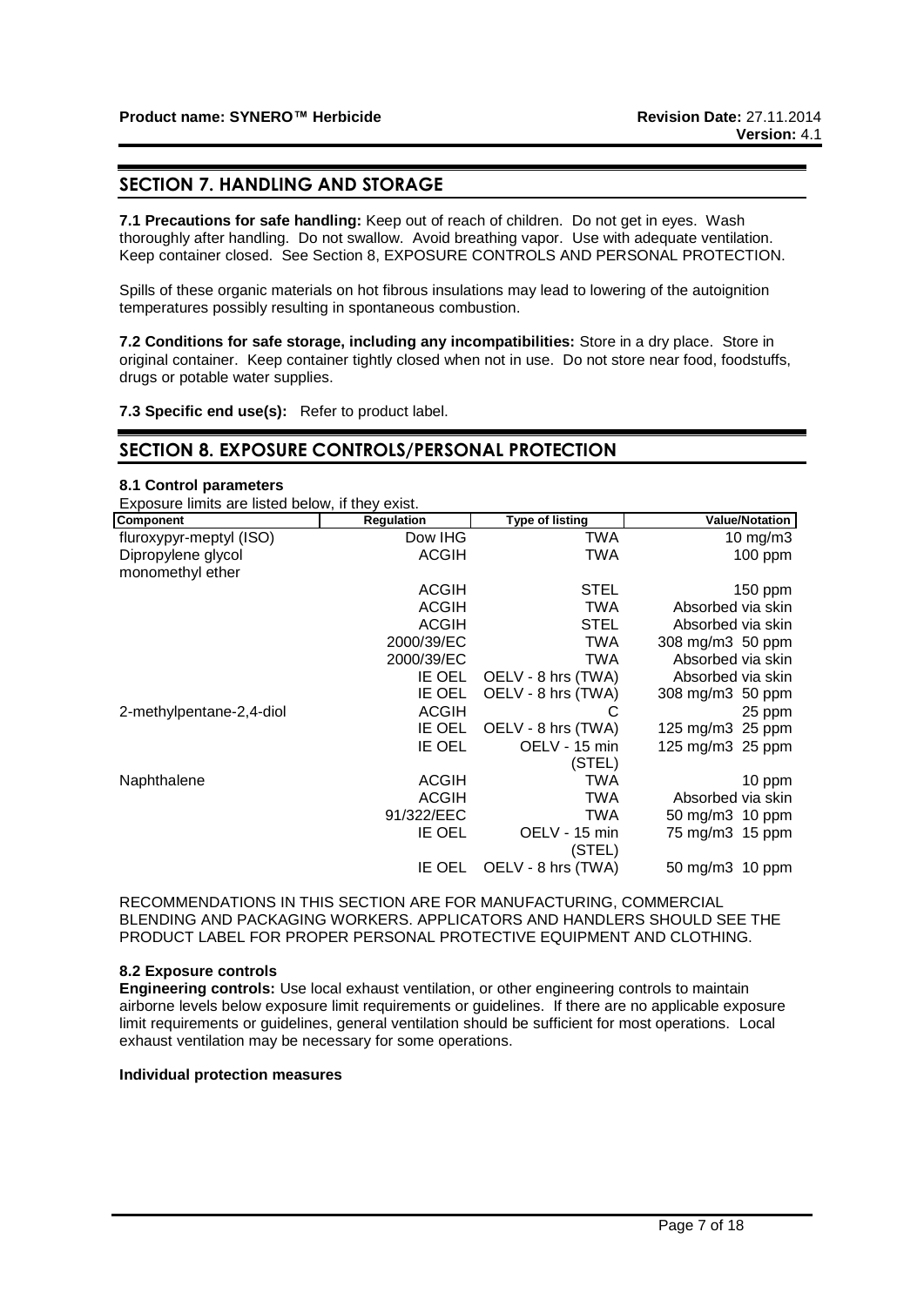## SECTION 7. HANDLING AND STORAGE

**7.1 Precautions for safe handling:** Keep out of reach of children. Do not get in eyes. Wash thoroughly after handling. Do not swallow. Avoid breathing vapor. Use with adequate ventilation. Keep container closed. See Section 8, EXPOSURE CONTROLS AND PERSONAL PROTECTION.

Spills of these organic materials on hot fibrous insulations may lead to lowering of the autoignition temperatures possibly resulting in spontaneous combustion.

**7.2 Conditions for safe storage, including any incompatibilities:** Store in a dry place. Store in original container. Keep container tightly closed when not in use. Do not store near food, foodstuffs, drugs or potable water supplies.

**7.3 Specific end use(s):** Refer to product label.

## SECTION 8. EXPOSURE CONTROLS/PERSONAL PROTECTION

### 8.1 Control parameters

Exposure limits are listed below, if they exist.

| Component | Regulation | Type of listing | Value/Notation |
|---|---|---|---|
| fluroxypyr-meptyl (ISO) | Dow IHG | TWA | 10 mg/m3 |
| Dipropylene glycol monomethyl ether | ACGIH | TWA | 100 ppm |
| | ACGIH | STEL | 150 ppm |
| | ACGIH | TWA | Absorbed via skin |
| | ACGIH | STEL | Absorbed via skin |
| | 2000/39/EC | TWA | 308 mg/m3 50 ppm |
| | 2000/39/EC | TWA | Absorbed via skin |
| | IE OEL | OELV - 8 hrs (TWA) | Absorbed via skin |
| | IE OEL | OELV - 8 hrs (TWA) | 308 mg/m3 50 ppm |
| 2-methylpentane-2,4-diol | ACGIH | C | 25 ppm |
| | IE OEL | OELV - 8 hrs (TWA) | 125 mg/m3 25 ppm |
| | IE OEL | OELV - 15 min (STEL) | 125 mg/m3 25 ppm |
| Naphthalene | ACGIH | TWA | 10 ppm |
| | ACGIH | TWA | Absorbed via skin |
| | 91/322/EEC | TWA | 50 mg/m3 10 ppm |
| | IE OEL | OELV - 15 min (STEL) | 75 mg/m3 15 ppm |
| | IE OEL | OELV - 8 hrs (TWA) | 50 mg/m3 10 ppm |

RECOMMENDATIONS IN THIS SECTION ARE FOR MANUFACTURING, COMMERCIAL BLENDING AND PACKAGING WORKERS. APPLICATORS AND HANDLERS SHOULD SEE THE PRODUCT LABEL FOR PROPER PERSONAL PROTECTIVE EQUIPMENT AND CLOTHING.

### 8.2 Exposure controls

**Engineering controls:** Use local exhaust ventilation, or other engineering controls to maintain airborne levels below exposure limit requirements or guidelines. If there are no applicable exposure limit requirements or guidelines, general ventilation should be sufficient for most operations. Local exhaust ventilation may be necessary for some operations.

**Individual protection measures**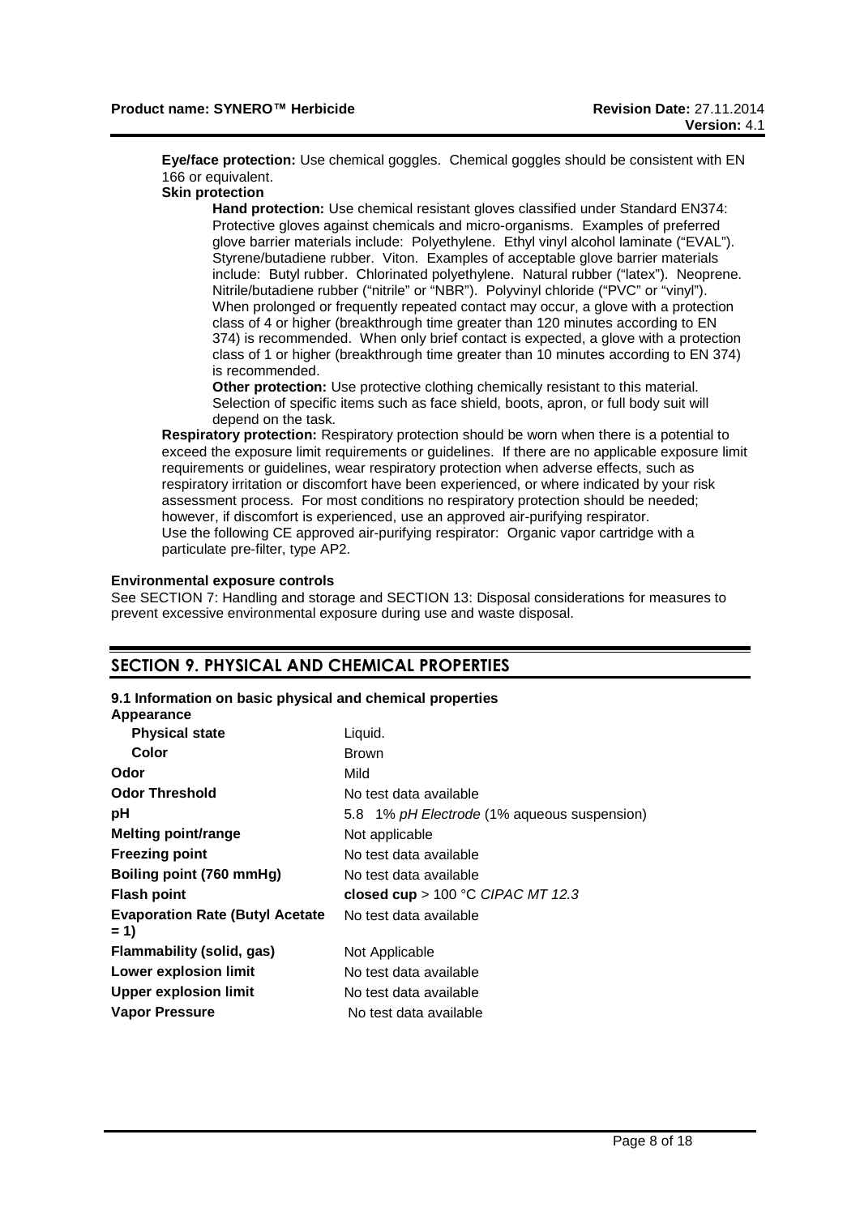**Eye/face protection:** Use chemical goggles. Chemical goggles should be consistent with EN 166 or equivalent.

**Skin protection**

**Hand protection:** Use chemical resistant gloves classified under Standard EN374: Protective gloves against chemicals and micro-organisms. Examples of preferred glove barrier materials include: Polyethylene. Ethyl vinyl alcohol laminate ("EVAL"). Styrene/butadiene rubber. Viton. Examples of acceptable glove barrier materials include: Butyl rubber. Chlorinated polyethylene. Natural rubber ("latex"). Neoprene. Nitrile/butadiene rubber ("nitrile" or "NBR"). Polyvinyl chloride ("PVC" or "vinyl"). When prolonged or frequently repeated contact may occur, a glove with a protection class of 4 or higher (breakthrough time greater than 120 minutes according to EN 374) is recommended. When only brief contact is expected, a glove with a protection class of 1 or higher (breakthrough time greater than 10 minutes according to EN 374) is recommended.

**Other protection:** Use protective clothing chemically resistant to this material. Selection of specific items such as face shield, boots, apron, or full body suit will depend on the task.

**Respiratory protection:** Respiratory protection should be worn when there is a potential to exceed the exposure limit requirements or guidelines. If there are no applicable exposure limit requirements or guidelines, wear respiratory protection when adverse effects, such as respiratory irritation or discomfort have been experienced, or where indicated by your risk assessment process. For most conditions no respiratory protection should be needed; however, if discomfort is experienced, use an approved air-purifying respirator.
Use the following CE approved air-purifying respirator: Organic vapor cartridge with a particulate pre-filter, type AP2.

**Environmental exposure controls**

See SECTION 7: Handling and storage and SECTION 13: Disposal considerations for measures to prevent excessive environmental exposure during use and waste disposal.

## SECTION 9. PHYSICAL AND CHEMICAL PROPERTIES

**9.1 Information on basic physical and chemical properties**

| | |
|---|---|
| **Appearance** | |
| **Physical state** | Liquid. |
| **Color** | Brown |
| **Odor** | Mild |
| **Odor Threshold** | No test data available |
| **pH** | 5.8 1% *pH Electrode* (1% aqueous suspension) |
| **Melting point/range** | Not applicable |
| **Freezing point** | No test data available |
| **Boiling point (760 mmHg)** | No test data available |
| **Flash point** | **closed cup** > 100 °C *CIPAC MT 12.3* |
| **Evaporation Rate (Butyl Acetate = 1)** | No test data available |
| **Flammability (solid, gas)** | Not Applicable |
| **Lower explosion limit** | No test data available |
| **Upper explosion limit** | No test data available |
| **Vapor Pressure** | No test data available |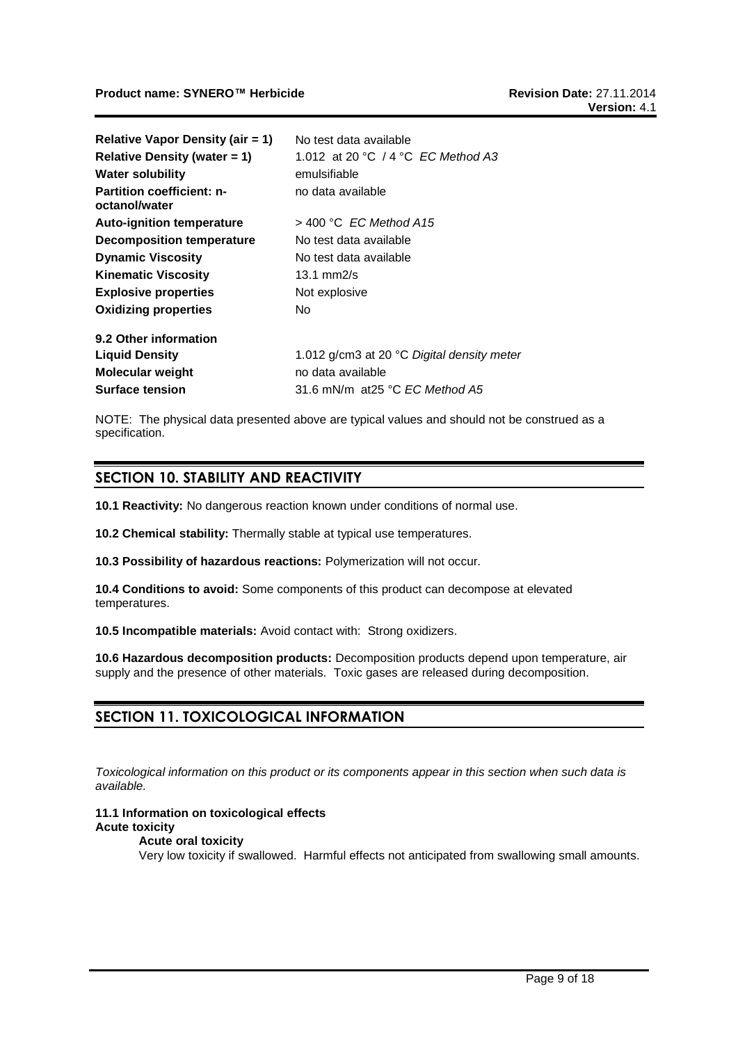| | |
|---|---|
| **Relative Vapor Density (air = 1)** | No test data available |
| **Relative Density (water = 1)** | 1.012 at 20 °C / 4 °C *EC Method A3* |
| **Water solubility** | emulsifiable |
| **Partition coefficient: n-octanol/water** | no data available |
| **Auto-ignition temperature** | > 400 °C *EC Method A15* |
| **Decomposition temperature** | No test data available |
| **Dynamic Viscosity** | No test data available |
| **Kinematic Viscosity** | 13.1 mm2/s |
| **Explosive properties** | Not explosive |
| **Oxidizing properties** | No |

**9.2 Other information**

| | |
|---|---|
| **Liquid Density** | 1.012 g/cm3 at 20 °C *Digital density meter* |
| **Molecular weight** | no data available |
| **Surface tension** | 31.6 mN/m at25 °C *EC Method A5* |

NOTE: The physical data presented above are typical values and should not be construed as a specification.

## SECTION 10. STABILITY AND REACTIVITY

**10.1 Reactivity:** No dangerous reaction known under conditions of normal use.

**10.2 Chemical stability:** Thermally stable at typical use temperatures.

**10.3 Possibility of hazardous reactions:** Polymerization will not occur.

**10.4 Conditions to avoid:** Some components of this product can decompose at elevated temperatures.

**10.5 Incompatible materials:** Avoid contact with: Strong oxidizers.

**10.6 Hazardous decomposition products:** Decomposition products depend upon temperature, air supply and the presence of other materials. Toxic gases are released during decomposition.

## SECTION 11. TOXICOLOGICAL INFORMATION

*Toxicological information on this product or its components appear in this section when such data is available.*

**11.1 Information on toxicological effects**

**Acute toxicity**

**Acute oral toxicity**

Very low toxicity if swallowed. Harmful effects not anticipated from swallowing small amounts.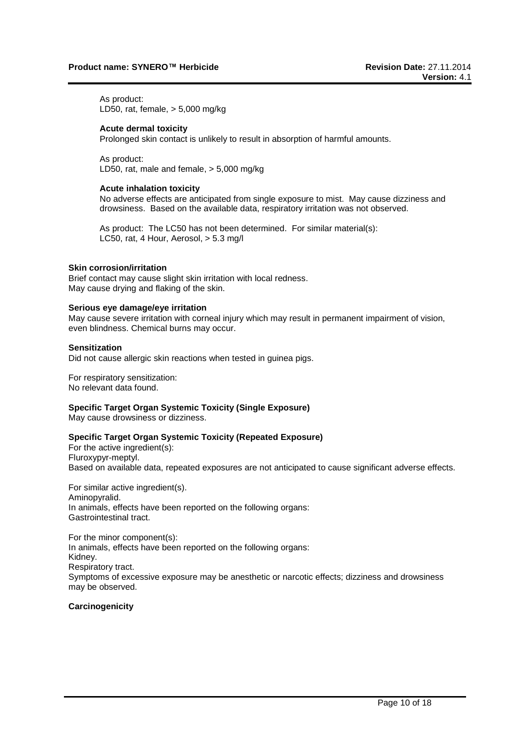As product:
LD50, rat, female, > 5,000 mg/kg

#### Acute dermal toxicity

Prolonged skin contact is unlikely to result in absorption of harmful amounts.

As product:
LD50, rat, male and female, > 5,000 mg/kg

#### Acute inhalation toxicity

No adverse effects are anticipated from single exposure to mist. May cause dizziness and drowsiness. Based on the available data, respiratory irritation was not observed.

As product: The LC50 has not been determined. For similar material(s):
LC50, rat, 4 Hour, Aerosol, > 5.3 mg/l

### Skin corrosion/irritation

Brief contact may cause slight skin irritation with local redness.
May cause drying and flaking of the skin.

### Serious eye damage/eye irritation

May cause severe irritation with corneal injury which may result in permanent impairment of vision, even blindness. Chemical burns may occur.

### Sensitization

Did not cause allergic skin reactions when tested in guinea pigs.

For respiratory sensitization:
No relevant data found.

### Specific Target Organ Systemic Toxicity (Single Exposure)

May cause drowsiness or dizziness.

### Specific Target Organ Systemic Toxicity (Repeated Exposure)

For the active ingredient(s):
Fluroxypyr-meptyl.
Based on available data, repeated exposures are not anticipated to cause significant adverse effects.

For similar active ingredient(s).
Aminopyralid.
In animals, effects have been reported on the following organs:
Gastrointestinal tract.

For the minor component(s):
In animals, effects have been reported on the following organs:
Kidney.
Respiratory tract.
Symptoms of excessive exposure may be anesthetic or narcotic effects; dizziness and drowsiness may be observed.

### Carcinogenicity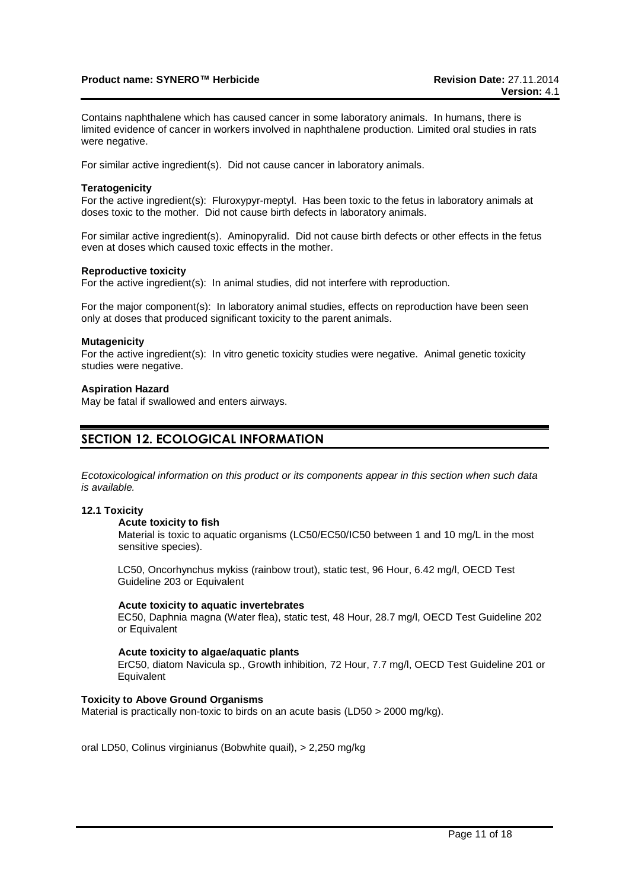Contains naphthalene which has caused cancer in some laboratory animals. In humans, there is limited evidence of cancer in workers involved in naphthalene production. Limited oral studies in rats were negative.

For similar active ingredient(s). Did not cause cancer in laboratory animals.

**Teratogenicity**

For the active ingredient(s): Fluroxypyr-meptyl. Has been toxic to the fetus in laboratory animals at doses toxic to the mother. Did not cause birth defects in laboratory animals.

For similar active ingredient(s). Aminopyralid. Did not cause birth defects or other effects in the fetus even at doses which caused toxic effects in the mother.

**Reproductive toxicity**

For the active ingredient(s): In animal studies, did not interfere with reproduction.

For the major component(s): In laboratory animal studies, effects on reproduction have been seen only at doses that produced significant toxicity to the parent animals.

**Mutagenicity**

For the active ingredient(s): In vitro genetic toxicity studies were negative. Animal genetic toxicity studies were negative.

**Aspiration Hazard**

May be fatal if swallowed and enters airways.

## SECTION 12. ECOLOGICAL INFORMATION

*Ecotoxicological information on this product or its components appear in this section when such data is available.*

### 12.1 Toxicity

**Acute toxicity to fish**

Material is toxic to aquatic organisms (LC50/EC50/IC50 between 1 and 10 mg/L in the most sensitive species).

LC50, Oncorhynchus mykiss (rainbow trout), static test, 96 Hour, 6.42 mg/l, OECD Test Guideline 203 or Equivalent

**Acute toxicity to aquatic invertebrates**

EC50, Daphnia magna (Water flea), static test, 48 Hour, 28.7 mg/l, OECD Test Guideline 202 or Equivalent

**Acute toxicity to algae/aquatic plants**

ErC50, diatom Navicula sp., Growth inhibition, 72 Hour, 7.7 mg/l, OECD Test Guideline 201 or Equivalent

**Toxicity to Above Ground Organisms**

Material is practically non-toxic to birds on an acute basis (LD50 > 2000 mg/kg).

oral LD50, Colinus virginianus (Bobwhite quail), > 2,250 mg/kg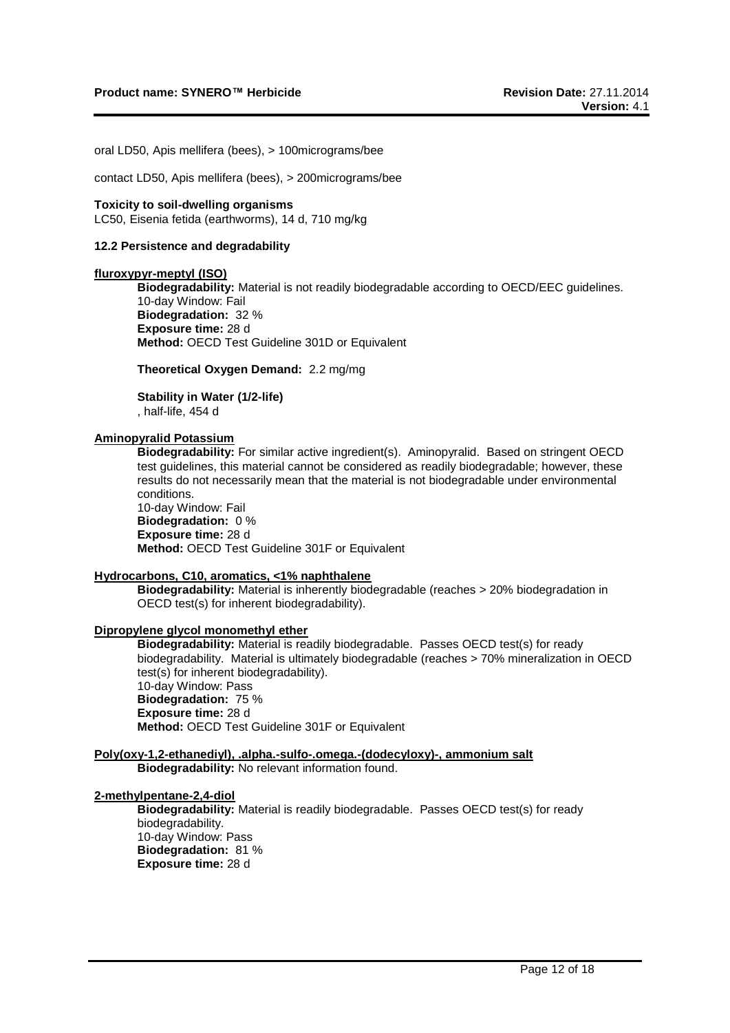oral LD50, Apis mellifera (bees), > 100micrograms/bee

contact LD50, Apis mellifera (bees), > 200micrograms/bee

**Toxicity to soil-dwelling organisms**
LC50, Eisenia fetida (earthworms), 14 d, 710 mg/kg

**12.2 Persistence and degradability**

**fluroxypyr-meptyl (ISO)**

**Biodegradability:** Material is not readily biodegradable according to OECD/EEC guidelines.
10-day Window: Fail
**Biodegradation:** 32 %
**Exposure time:** 28 d
**Method:** OECD Test Guideline 301D or Equivalent

**Theoretical Oxygen Demand:** 2.2 mg/mg

**Stability in Water (1/2-life)**
, half-life, 454 d

**Aminopyralid Potassium**

**Biodegradability:** For similar active ingredient(s). Aminopyralid. Based on stringent OECD test guidelines, this material cannot be considered as readily biodegradable; however, these results do not necessarily mean that the material is not biodegradable under environmental conditions.
10-day Window: Fail
**Biodegradation:** 0 %
**Exposure time:** 28 d
**Method:** OECD Test Guideline 301F or Equivalent

**Hydrocarbons, C10, aromatics, <1% naphthalene**

**Biodegradability:** Material is inherently biodegradable (reaches > 20% biodegradation in OECD test(s) for inherent biodegradability).

**Dipropylene glycol monomethyl ether**

**Biodegradability:** Material is readily biodegradable. Passes OECD test(s) for ready biodegradability. Material is ultimately biodegradable (reaches > 70% mineralization in OECD test(s) for inherent biodegradability).
10-day Window: Pass
**Biodegradation:** 75 %
**Exposure time:** 28 d
**Method:** OECD Test Guideline 301F or Equivalent

**Poly(oxy-1,2-ethanediyl), .alpha.-sulfo-.omega.-(dodecyloxy)-, ammonium salt**

**Biodegradability:** No relevant information found.

**2-methylpentane-2,4-diol**

**Biodegradability:** Material is readily biodegradable. Passes OECD test(s) for ready biodegradability.
10-day Window: Pass
**Biodegradation:** 81 %
**Exposure time:** 28 d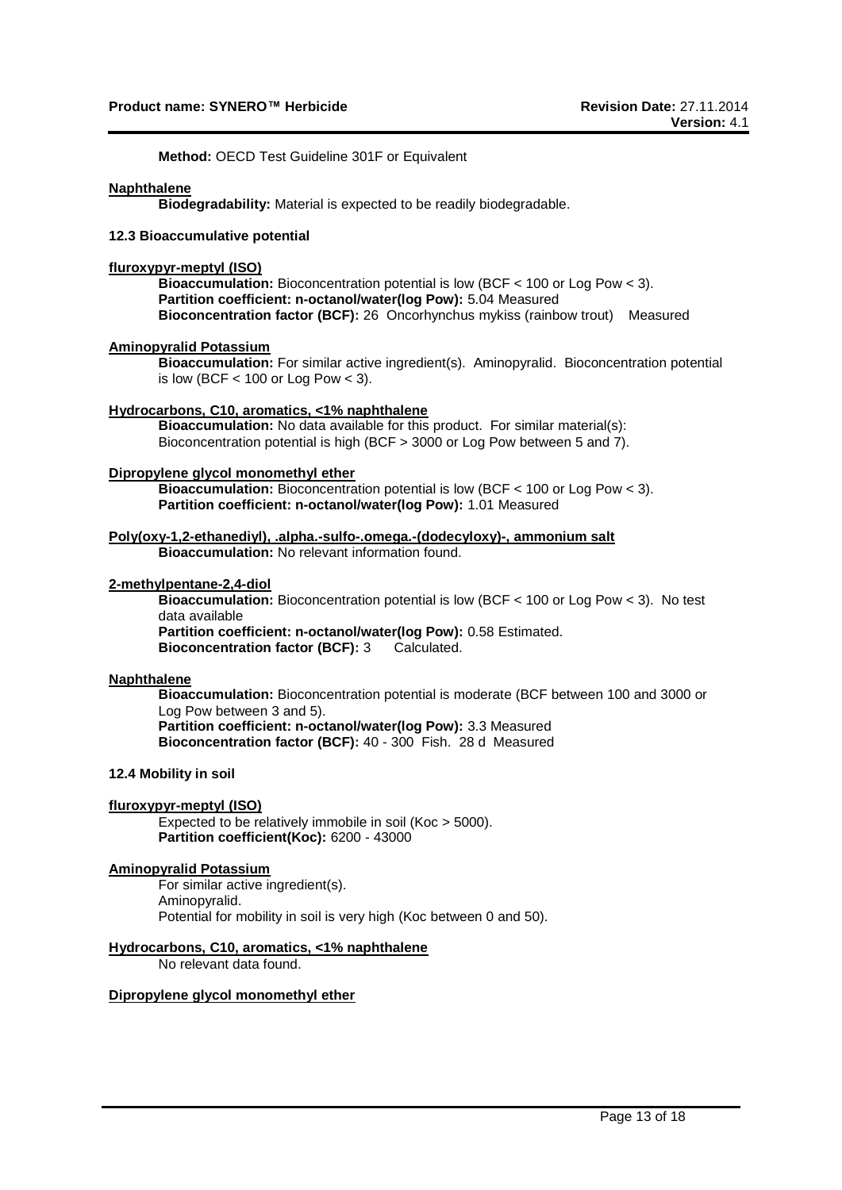**Method:** OECD Test Guideline 301F or Equivalent

**Naphthalene**

**Biodegradability:** Material is expected to be readily biodegradable.

### 12.3 Bioaccumulative potential

**fluroxypyr-meptyl (ISO)**

**Bioaccumulation:** Bioconcentration potential is low (BCF < 100 or Log Pow < 3).
**Partition coefficient: n-octanol/water(log Pow):** 5.04 Measured
**Bioconcentration factor (BCF):** 26 Oncorhynchus mykiss (rainbow trout) Measured

**Aminopyralid Potassium**

**Bioaccumulation:** For similar active ingredient(s). Aminopyralid. Bioconcentration potential is low (BCF < 100 or Log Pow < 3).

**Hydrocarbons, C10, aromatics, <1% naphthalene**

**Bioaccumulation:** No data available for this product. For similar material(s): Bioconcentration potential is high (BCF > 3000 or Log Pow between 5 and 7).

**Dipropylene glycol monomethyl ether**

**Bioaccumulation:** Bioconcentration potential is low (BCF < 100 or Log Pow < 3).
**Partition coefficient: n-octanol/water(log Pow):** 1.01 Measured

**Poly(oxy-1,2-ethanediyl), .alpha.-sulfo-.omega.-(dodecyloxy)-, ammonium salt**

**Bioaccumulation:** No relevant information found.

**2-methylpentane-2,4-diol**

**Bioaccumulation:** Bioconcentration potential is low (BCF < 100 or Log Pow < 3). No test data available
**Partition coefficient: n-octanol/water(log Pow):** 0.58 Estimated.
**Bioconcentration factor (BCF):** 3 Calculated.

**Naphthalene**

**Bioaccumulation:** Bioconcentration potential is moderate (BCF between 100 and 3000 or Log Pow between 3 and 5).
**Partition coefficient: n-octanol/water(log Pow):** 3.3 Measured
**Bioconcentration factor (BCF):** 40 - 300 Fish. 28 d Measured

### 12.4 Mobility in soil

**fluroxypyr-meptyl (ISO)**

Expected to be relatively immobile in soil (Koc > 5000).
**Partition coefficient(Koc):** 6200 - 43000

**Aminopyralid Potassium**

For similar active ingredient(s).
Aminopyralid.
Potential for mobility in soil is very high (Koc between 0 and 50).

**Hydrocarbons, C10, aromatics, <1% naphthalene**

No relevant data found.

**Dipropylene glycol monomethyl ether**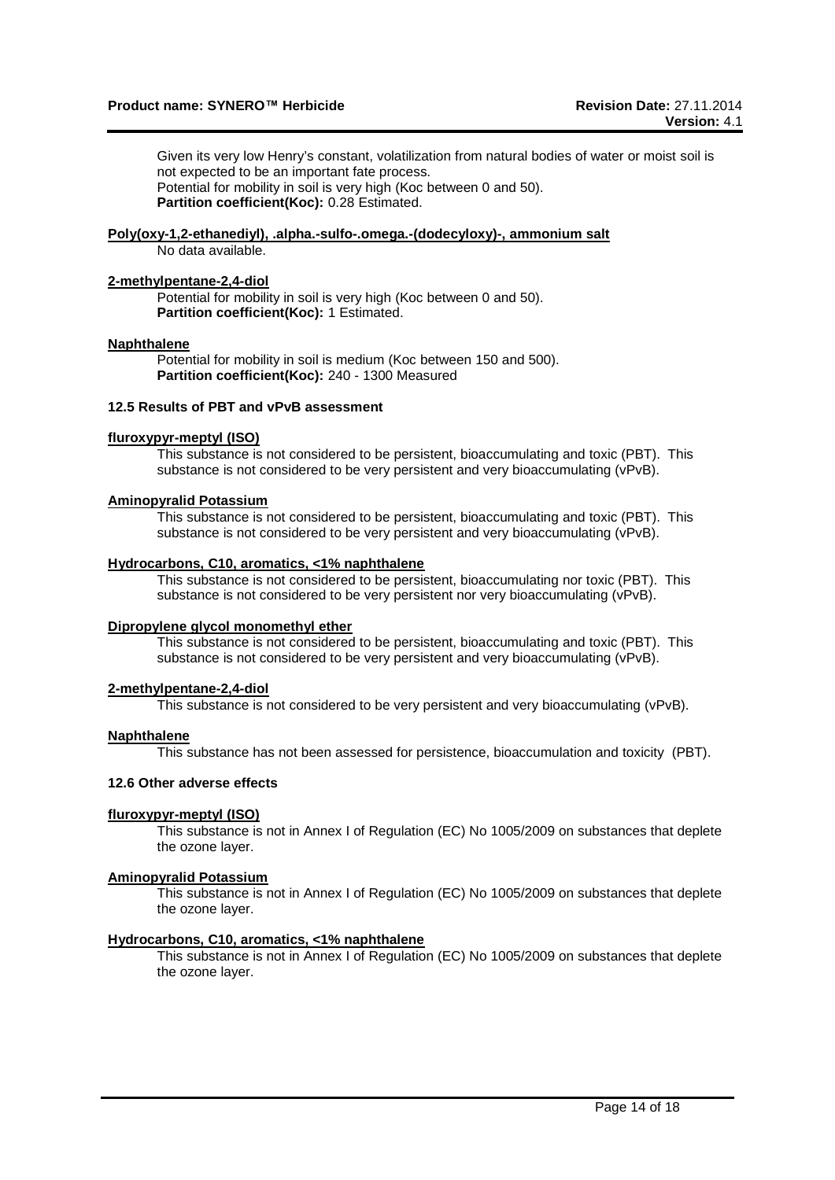Given its very low Henry's constant, volatilization from natural bodies of water or moist soil is not expected to be an important fate process.
Potential for mobility in soil is very high (Koc between 0 and 50).
**Partition coefficient(Koc):** 0.28 Estimated.

**Poly(oxy-1,2-ethanediyl), .alpha.-sulfo-.omega.-(dodecyloxy)-, ammonium salt**

No data available.

**2-methylpentane-2,4-diol**

Potential for mobility in soil is very high (Koc between 0 and 50).
**Partition coefficient(Koc):** 1 Estimated.

**Naphthalene**

Potential for mobility in soil is medium (Koc between 150 and 500).
**Partition coefficient(Koc):** 240 - 1300 Measured

### 12.5 Results of PBT and vPvB assessment

**fluroxypyr-meptyl (ISO)**

This substance is not considered to be persistent, bioaccumulating and toxic (PBT). This substance is not considered to be very persistent and very bioaccumulating (vPvB).

**Aminopyralid Potassium**

This substance is not considered to be persistent, bioaccumulating and toxic (PBT). This substance is not considered to be very persistent and very bioaccumulating (vPvB).

**Hydrocarbons, C10, aromatics, <1% naphthalene**

This substance is not considered to be persistent, bioaccumulating nor toxic (PBT). This substance is not considered to be very persistent nor very bioaccumulating (vPvB).

**Dipropylene glycol monomethyl ether**

This substance is not considered to be persistent, bioaccumulating and toxic (PBT). This substance is not considered to be very persistent and very bioaccumulating (vPvB).

**2-methylpentane-2,4-diol**

This substance is not considered to be very persistent and very bioaccumulating (vPvB).

**Naphthalene**

This substance has not been assessed for persistence, bioaccumulation and toxicity (PBT).

### 12.6 Other adverse effects

**fluroxypyr-meptyl (ISO)**

This substance is not in Annex I of Regulation (EC) No 1005/2009 on substances that deplete the ozone layer.

**Aminopyralid Potassium**

This substance is not in Annex I of Regulation (EC) No 1005/2009 on substances that deplete the ozone layer.

**Hydrocarbons, C10, aromatics, <1% naphthalene**

This substance is not in Annex I of Regulation (EC) No 1005/2009 on substances that deplete the ozone layer.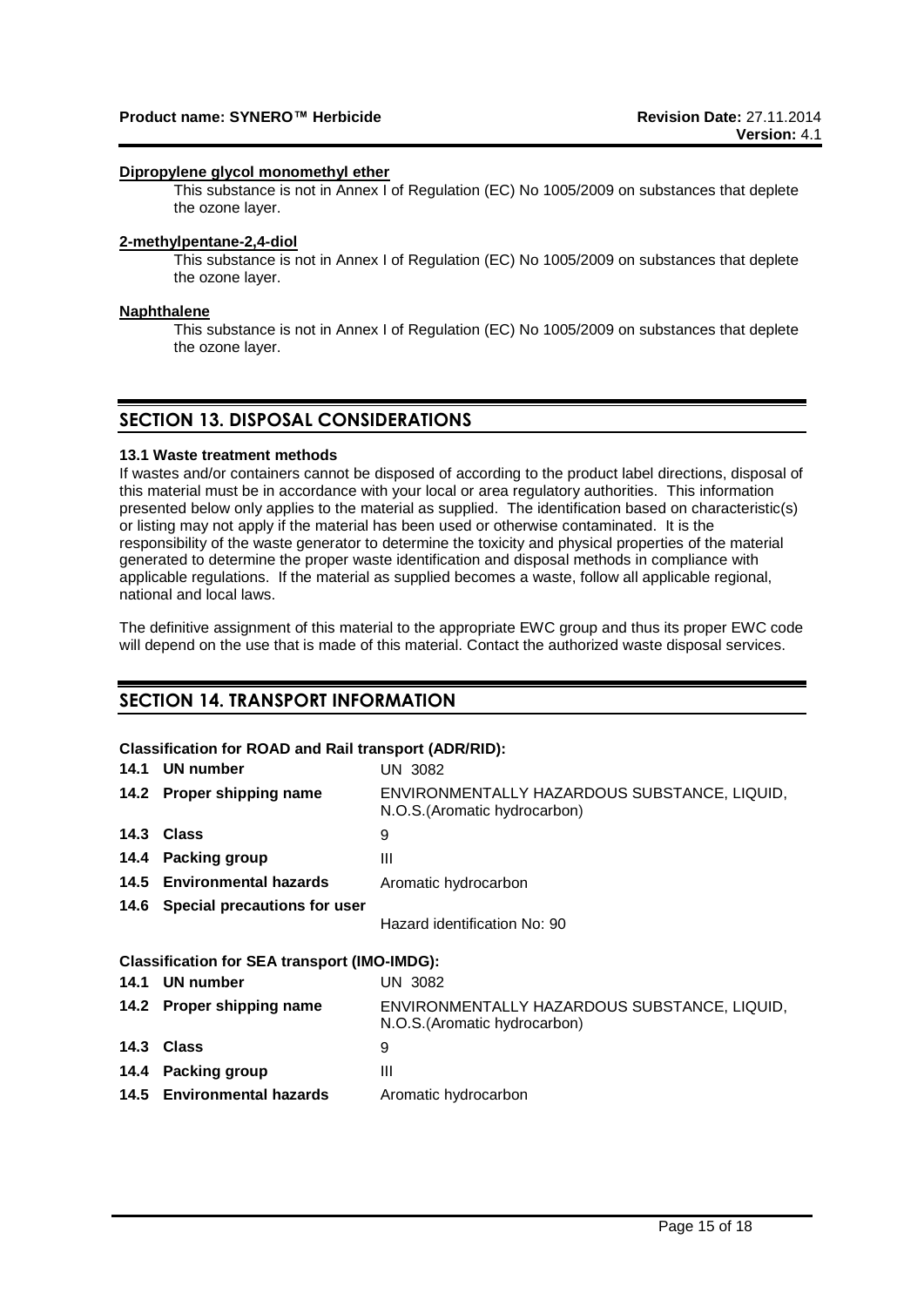**Dipropylene glycol monomethyl ether**

This substance is not in Annex I of Regulation (EC) No 1005/2009 on substances that deplete the ozone layer.

**2-methylpentane-2,4-diol**

This substance is not in Annex I of Regulation (EC) No 1005/2009 on substances that deplete the ozone layer.

**Naphthalene**

This substance is not in Annex I of Regulation (EC) No 1005/2009 on substances that deplete the ozone layer.

## SECTION 13. DISPOSAL CONSIDERATIONS

**13.1 Waste treatment methods**

If wastes and/or containers cannot be disposed of according to the product label directions, disposal of this material must be in accordance with your local or area regulatory authorities. This information presented below only applies to the material as supplied. The identification based on characteristic(s) or listing may not apply if the material has been used or otherwise contaminated. It is the responsibility of the waste generator to determine the toxicity and physical properties of the material generated to determine the proper waste identification and disposal methods in compliance with applicable regulations. If the material as supplied becomes a waste, follow all applicable regional, national and local laws.

The definitive assignment of this material to the appropriate EWC group and thus its proper EWC code will depend on the use that is made of this material. Contact the authorized waste disposal services.

## SECTION 14. TRANSPORT INFORMATION

**Classification for ROAD and Rail transport (ADR/RID):**

| | |
|---|---|
| **14.1 UN number** | UN 3082 |
| **14.2 Proper shipping name** | ENVIRONMENTALLY HAZARDOUS SUBSTANCE, LIQUID, N.O.S.(Aromatic hydrocarbon) |
| **14.3 Class** | 9 |
| **14.4 Packing group** | III |
| **14.5 Environmental hazards** | Aromatic hydrocarbon |
| **14.6 Special precautions for user** | Hazard identification No: 90 |

**Classification for SEA transport (IMO-IMDG):**

| | |
|---|---|
| **14.1 UN number** | UN 3082 |
| **14.2 Proper shipping name** | ENVIRONMENTALLY HAZARDOUS SUBSTANCE, LIQUID, N.O.S.(Aromatic hydrocarbon) |
| **14.3 Class** | 9 |
| **14.4 Packing group** | III |
| **14.5 Environmental hazards** | Aromatic hydrocarbon |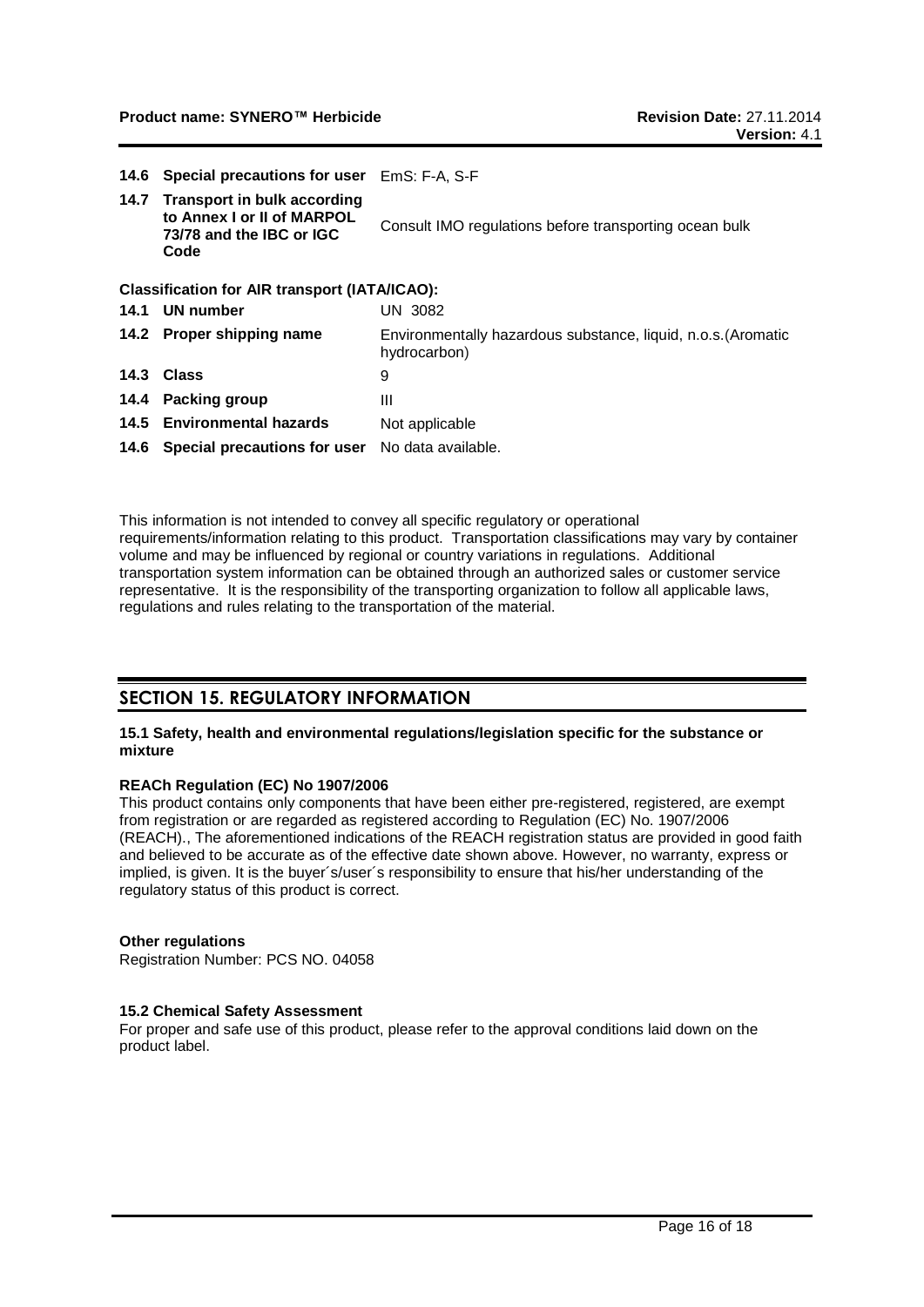| | |
|---|---|
| **14.6 Special precautions for user** | EmS: F-A, S-F |
| **14.7 Transport in bulk according to Annex I or II of MARPOL 73/78 and the IBC or IGC Code** | Consult IMO regulations before transporting ocean bulk |

**Classification for AIR transport (IATA/ICAO):**

| | |
|---|---|
| **14.1 UN number** | UN 3082 |
| **14.2 Proper shipping name** | Environmentally hazardous substance, liquid, n.o.s.(Aromatic hydrocarbon) |
| **14.3 Class** | 9 |
| **14.4 Packing group** | III |
| **14.5 Environmental hazards** | Not applicable |
| **14.6 Special precautions for user** | No data available. |

This information is not intended to convey all specific regulatory or operational requirements/information relating to this product. Transportation classifications may vary by container volume and may be influenced by regional or country variations in regulations. Additional transportation system information can be obtained through an authorized sales or customer service representative. It is the responsibility of the transporting organization to follow all applicable laws, regulations and rules relating to the transportation of the material.

## SECTION 15. REGULATORY INFORMATION

**15.1 Safety, health and environmental regulations/legislation specific for the substance or mixture**

**REACh Regulation (EC) No 1907/2006**

This product contains only components that have been either pre-registered, registered, are exempt from registration or are regarded as registered according to Regulation (EC) No. 1907/2006 (REACH)., The aforementioned indications of the REACH registration status are provided in good faith and believed to be accurate as of the effective date shown above. However, no warranty, express or implied, is given. It is the buyer´s/user´s responsibility to ensure that his/her understanding of the regulatory status of this product is correct.

**Other regulations**

Registration Number: PCS NO. 04058

**15.2 Chemical Safety Assessment**

For proper and safe use of this product, please refer to the approval conditions laid down on the product label.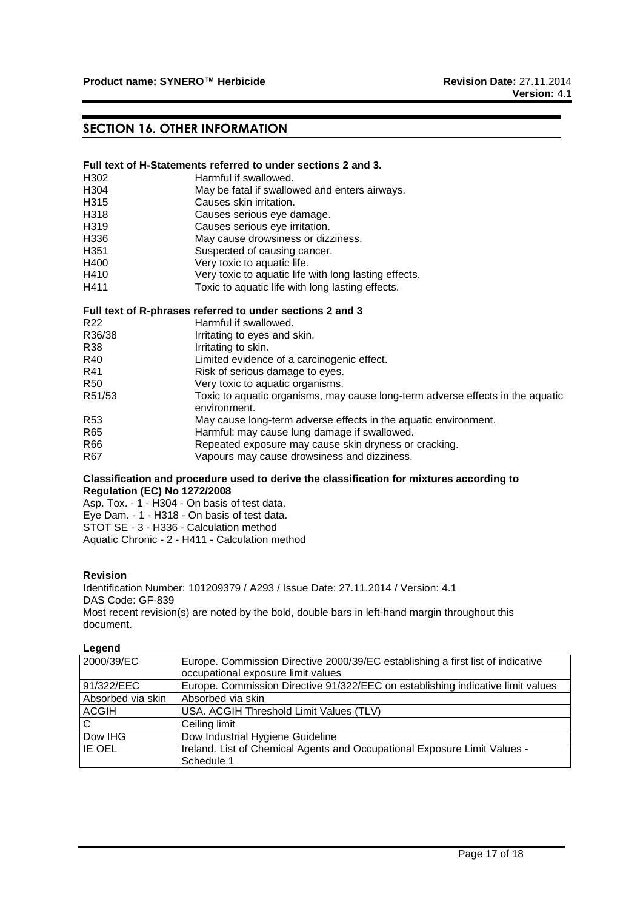## SECTION 16. OTHER INFORMATION

**Full text of H-Statements referred to under sections 2 and 3.**

| | |
|---|---|
| H302 | Harmful if swallowed. |
| H304 | May be fatal if swallowed and enters airways. |
| H315 | Causes skin irritation. |
| H318 | Causes serious eye damage. |
| H319 | Causes serious eye irritation. |
| H336 | May cause drowsiness or dizziness. |
| H351 | Suspected of causing cancer. |
| H400 | Very toxic to aquatic life. |
| H410 | Very toxic to aquatic life with long lasting effects. |
| H411 | Toxic to aquatic life with long lasting effects. |

**Full text of R-phrases referred to under sections 2 and 3**

| | |
|---|---|
| R22 | Harmful if swallowed. |
| R36/38 | Irritating to eyes and skin. |
| R38 | Irritating to skin. |
| R40 | Limited evidence of a carcinogenic effect. |
| R41 | Risk of serious damage to eyes. |
| R50 | Very toxic to aquatic organisms. |
| R51/53 | Toxic to aquatic organisms, may cause long-term adverse effects in the aquatic environment. |
| R53 | May cause long-term adverse effects in the aquatic environment. |
| R65 | Harmful: may cause lung damage if swallowed. |
| R66 | Repeated exposure may cause skin dryness or cracking. |
| R67 | Vapours may cause drowsiness and dizziness. |

**Classification and procedure used to derive the classification for mixtures according to Regulation (EC) No 1272/2008**

Asp. Tox. - 1 - H304 - On basis of test data.
Eye Dam. - 1 - H318 - On basis of test data.
STOT SE - 3 - H336 - Calculation method
Aquatic Chronic - 2 - H411 - Calculation method

**Revision**

Identification Number: 101209379 / A293 / Issue Date: 27.11.2014 / Version: 4.1
DAS Code: GF-839
Most recent revision(s) are noted by the bold, double bars in left-hand margin throughout this document.

**Legend**

| | |
|---|---|
| 2000/39/EC | Europe. Commission Directive 2000/39/EC establishing a first list of indicative occupational exposure limit values |
| 91/322/EEC | Europe. Commission Directive 91/322/EEC on establishing indicative limit values |
| Absorbed via skin | Absorbed via skin |
| ACGIH | USA. ACGIH Threshold Limit Values (TLV) |
| C | Ceiling limit |
| Dow IHG | Dow Industrial Hygiene Guideline |
| IE OEL | Ireland. List of Chemical Agents and Occupational Exposure Limit Values - Schedule 1 |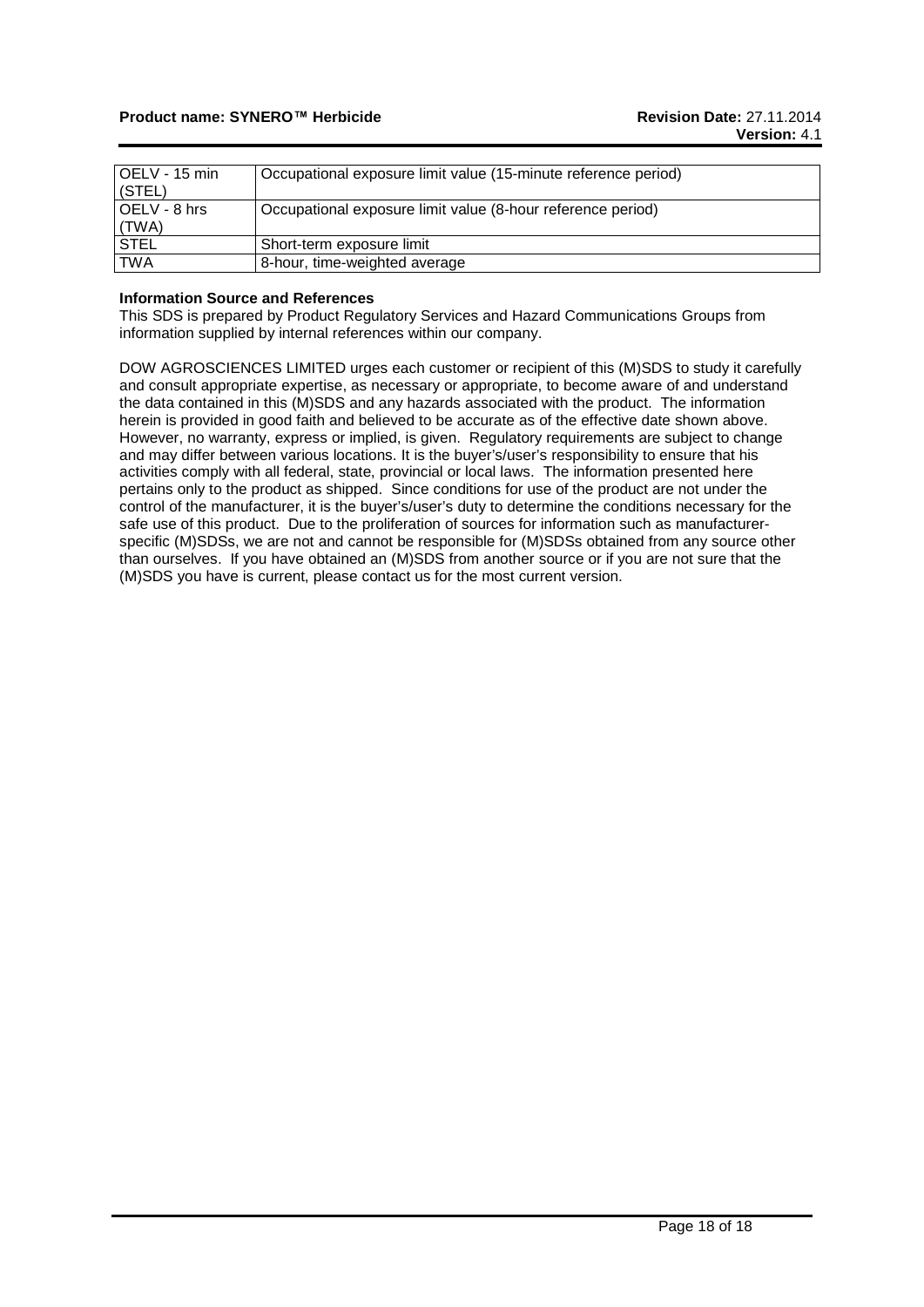| | |
|---|---|
| OELV - 15 min (STEL) | Occupational exposure limit value (15-minute reference period) |
| OELV - 8 hrs (TWA) | Occupational exposure limit value (8-hour reference period) |
| STEL | Short-term exposure limit |
| TWA | 8-hour, time-weighted average |

**Information Source and References**
This SDS is prepared by Product Regulatory Services and Hazard Communications Groups from information supplied by internal references within our company.

DOW AGROSCIENCES LIMITED urges each customer or recipient of this (M)SDS to study it carefully and consult appropriate expertise, as necessary or appropriate, to become aware of and understand the data contained in this (M)SDS and any hazards associated with the product. The information herein is provided in good faith and believed to be accurate as of the effective date shown above. However, no warranty, express or implied, is given. Regulatory requirements are subject to change and may differ between various locations. It is the buyer's/user's responsibility to ensure that his activities comply with all federal, state, provincial or local laws. The information presented here pertains only to the product as shipped. Since conditions for use of the product are not under the control of the manufacturer, it is the buyer's/user's duty to determine the conditions necessary for the safe use of this product. Due to the proliferation of sources for information such as manufacturer-specific (M)SDSs, we are not and cannot be responsible for (M)SDSs obtained from any source other than ourselves. If you have obtained an (M)SDS from another source or if you are not sure that the (M)SDS you have is current, please contact us for the most current version.